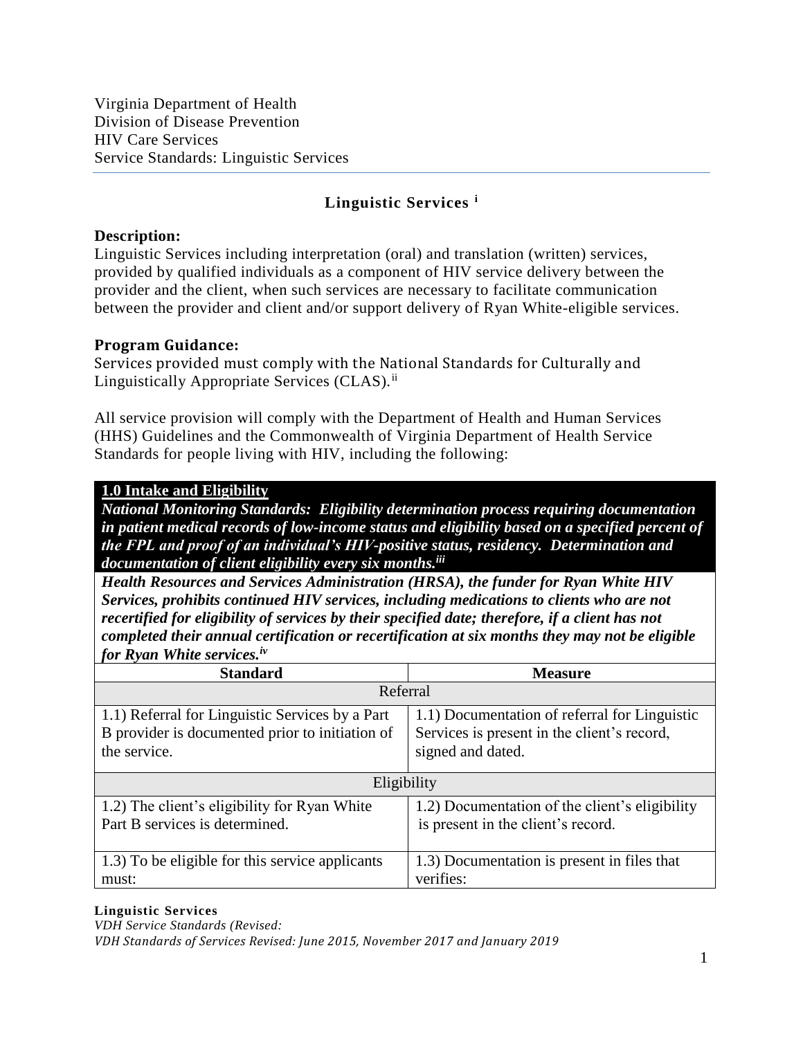Virginia Department of Health
Division of Disease Prevention
HIV Care Services
Service Standards: Linguistic Services

## Linguistic Services [i]

**Description:**
Linguistic Services including interpretation (oral) and translation (written) services, provided by qualified individuals as a component of HIV service delivery between the provider and the client, when such services are necessary to facilitate communication between the provider and client and/or support delivery of Ryan White-eligible services.

**Program Guidance:**
Services provided must comply with the National Standards for Culturally and Linguistically Appropriate Services (CLAS).[ii]

All service provision will comply with the Department of Health and Human Services (HHS) Guidelines and the Commonwealth of Virginia Department of Health Service Standards for people living with HIV, including the following:

**1.0 Intake and Eligibility**

***National Monitoring Standards: Eligibility determination process requiring documentation in patient medical records of low-income status and eligibility based on a specified percent of the FPL and proof of an individual's HIV-positive status, residency. Determination and documentation of client eligibility every six months.[iii]***

***Health Resources and Services Administration (HRSA), the funder for Ryan White HIV Services, prohibits continued HIV services, including medications to clients who are not recertified for eligibility of services by their specified date; therefore, if a client has not completed their annual certification or recertification at six months they may not be eligible for Ryan White services.[iv]***

| Standard | Measure |
|---|---|
| Referral | |
| 1.1) Referral for Linguistic Services by a Part B provider is documented prior to initiation of the service. | 1.1) Documentation of referral for Linguistic Services is present in the client's record, signed and dated. |
| Eligibility | |
| 1.2) The client's eligibility for Ryan White Part B services is determined. | 1.2) Documentation of the client's eligibility is present in the client's record. |
| 1.3) To be eligible for this service applicants must: | 1.3) Documentation is present in files that verifies: |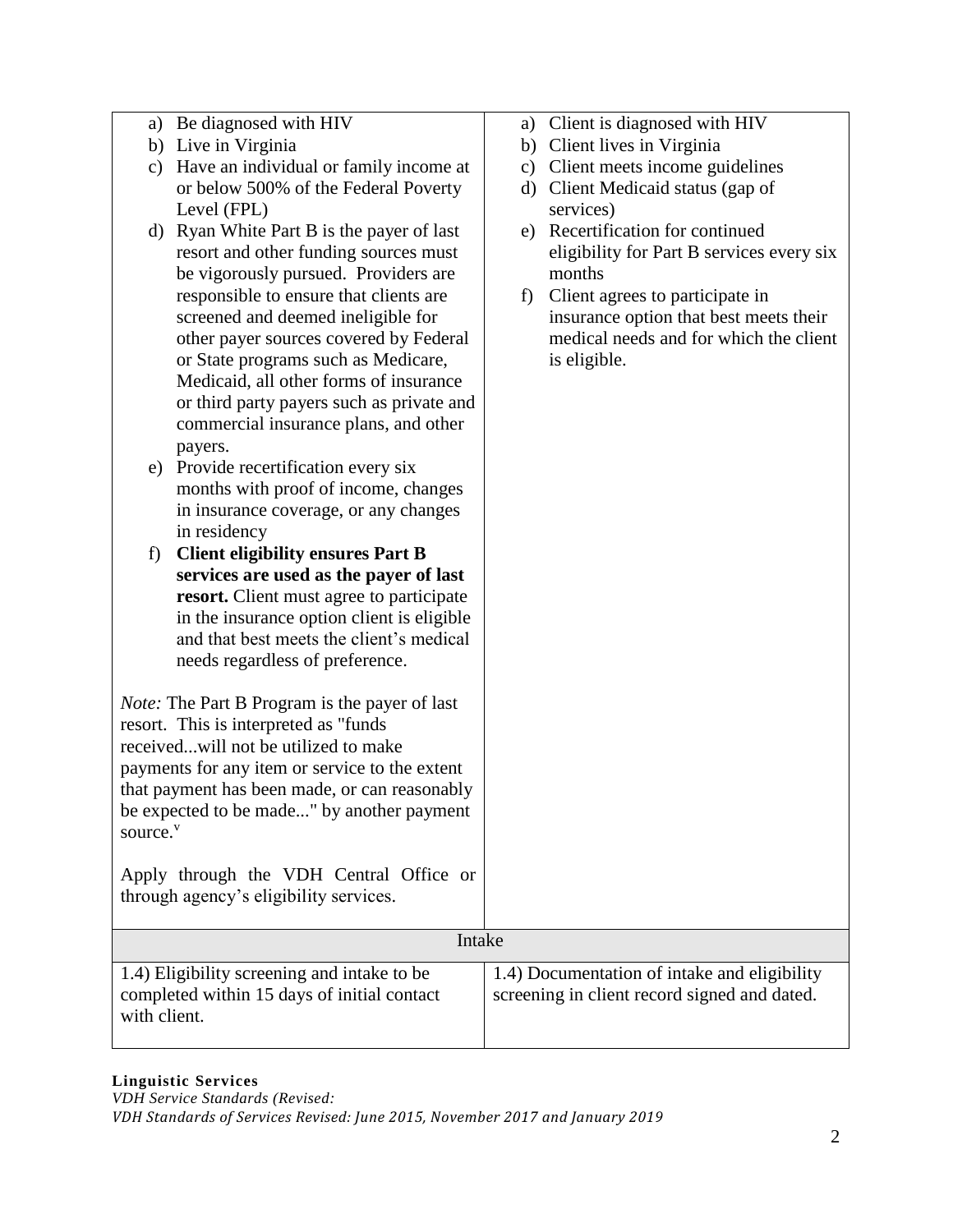| | |
|---|---|
| a) Be diagnosed with HIV<br>b) Live in Virginia<br>c) Have an individual or family income at or below 500% of the Federal Poverty Level (FPL)<br>d) Ryan White Part B is the payer of last resort and other funding sources must be vigorously pursued. Providers are responsible to ensure that clients are screened and deemed ineligible for other payer sources covered by Federal or State programs such as Medicare, Medicaid, all other forms of insurance or third party payers such as private and commercial insurance plans, and other payers.<br>e) Provide recertification every six months with proof of income, changes in insurance coverage, or any changes in residency<br>f) **Client eligibility ensures Part B services are used as the payer of last resort.** Client must agree to participate in the insurance option client is eligible and that best meets the client's medical needs regardless of preference.<br><br>*Note:* The Part B Program is the payer of last resort. This is interpreted as "funds received...will not be utilized to make payments for any item or service to the extent that payment has been made, or can reasonably be expected to be made..." by another payment source.[v]<br><br>Apply through the VDH Central Office or through agency's eligibility services. | a) Client is diagnosed with HIV<br>b) Client lives in Virginia<br>c) Client meets income guidelines<br>d) Client Medicaid status (gap of services)<br>e) Recertification for continued eligibility for Part B services every six months<br>f) Client agrees to participate in insurance option that best meets their medical needs and for which the client is eligible. |
| **Intake** | |
| 1.4) Eligibility screening and intake to be completed within 15 days of initial contact with client. | 1.4) Documentation of intake and eligibility screening in client record signed and dated. |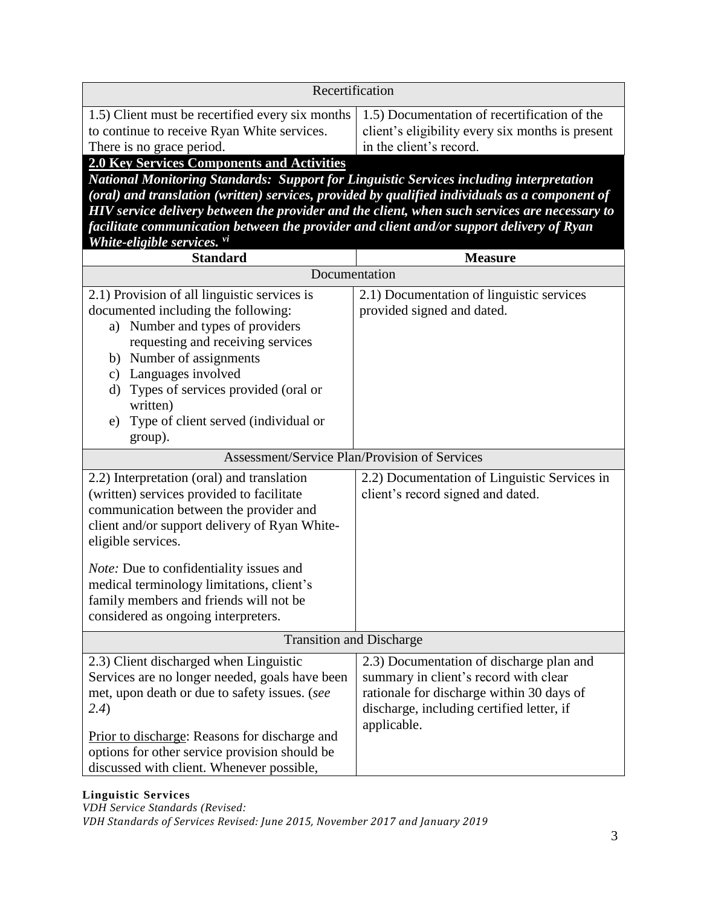| Recertification | |
|---|---|
| 1.5) Client must be recertified every six months to continue to receive Ryan White services. There is no grace period. | 1.5) Documentation of recertification of the client's eligibility every six months is present in the client's record. |

**2.0 Key Services Components and Activities**

***National Monitoring Standards: Support for Linguistic Services including interpretation (oral) and translation (written) services, provided by qualified individuals as a component of HIV service delivery between the provider and the client, when such services are necessary to facilitate communication between the provider and client and/or support delivery of Ryan White-eligible services.*** [vi]

| Standard | Measure |
|---|---|
| Documentation | |
| 2.1) Provision of all linguistic services is documented including the following:<br>a) Number and types of providers requesting and receiving services<br>b) Number of assignments<br>c) Languages involved<br>d) Types of services provided (oral or written)<br>e) Type of client served (individual or group). | 2.1) Documentation of linguistic services provided signed and dated. |
| Assessment/Service Plan/Provision of Services | |
| 2.2) Interpretation (oral) and translation (written) services provided to facilitate communication between the provider and client and/or support delivery of Ryan White-eligible services.<br><br>*Note:* Due to confidentiality issues and medical terminology limitations, client's family members and friends will not be considered as ongoing interpreters. | 2.2) Documentation of Linguistic Services in client's record signed and dated. |
| Transition and Discharge | |
| 2.3) Client discharged when Linguistic Services are no longer needed, goals have been met, upon death or due to safety issues. (*see 2.4*)<br><br>Prior to discharge: Reasons for discharge and options for other service provision should be discussed with client. Whenever possible, | 2.3) Documentation of discharge plan and summary in client's record with clear rationale for discharge within 30 days of discharge, including certified letter, if applicable. |

**Linguistic Services**
*VDH Service Standards (Revised:*
*VDH Standards of Services Revised: June 2015, November 2017 and January 2019*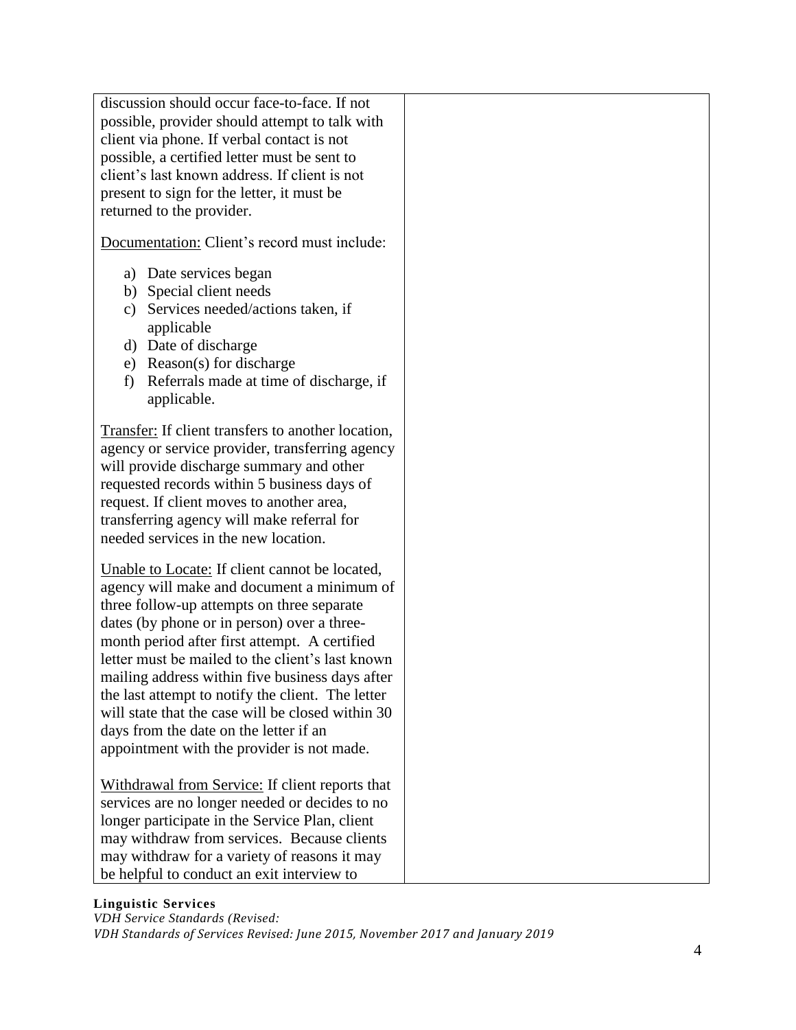| | |
|---|---|
| discussion should occur face-to-face. If not possible, provider should attempt to talk with client via phone. If verbal contact is not possible, a certified letter must be sent to client's last known address. If client is not present to sign for the letter, it must be returned to the provider.<br><br><u>Documentation:</u> Client's record must include:<br><br>a) Date services began<br>b) Special client needs<br>c) Services needed/actions taken, if applicable<br>d) Date of discharge<br>e) Reason(s) for discharge<br>f) Referrals made at time of discharge, if applicable.<br><br><u>Transfer:</u> If client transfers to another location, agency or service provider, transferring agency will provide discharge summary and other requested records within 5 business days of request. If client moves to another area, transferring agency will make referral for needed services in the new location.<br><br><u>Unable to Locate:</u> If client cannot be located, agency will make and document a minimum of three follow-up attempts on three separate dates (by phone or in person) over a three-month period after first attempt. A certified letter must be mailed to the client's last known mailing address within five business days after the last attempt to notify the client. The letter will state that the case will be closed within 30 days from the date on the letter if an appointment with the provider is not made.<br><br><u>Withdrawal from Service:</u> If client reports that services are no longer needed or decides to no longer participate in the Service Plan, client may withdraw from services. Because clients may withdraw for a variety of reasons it may be helpful to conduct an exit interview to | |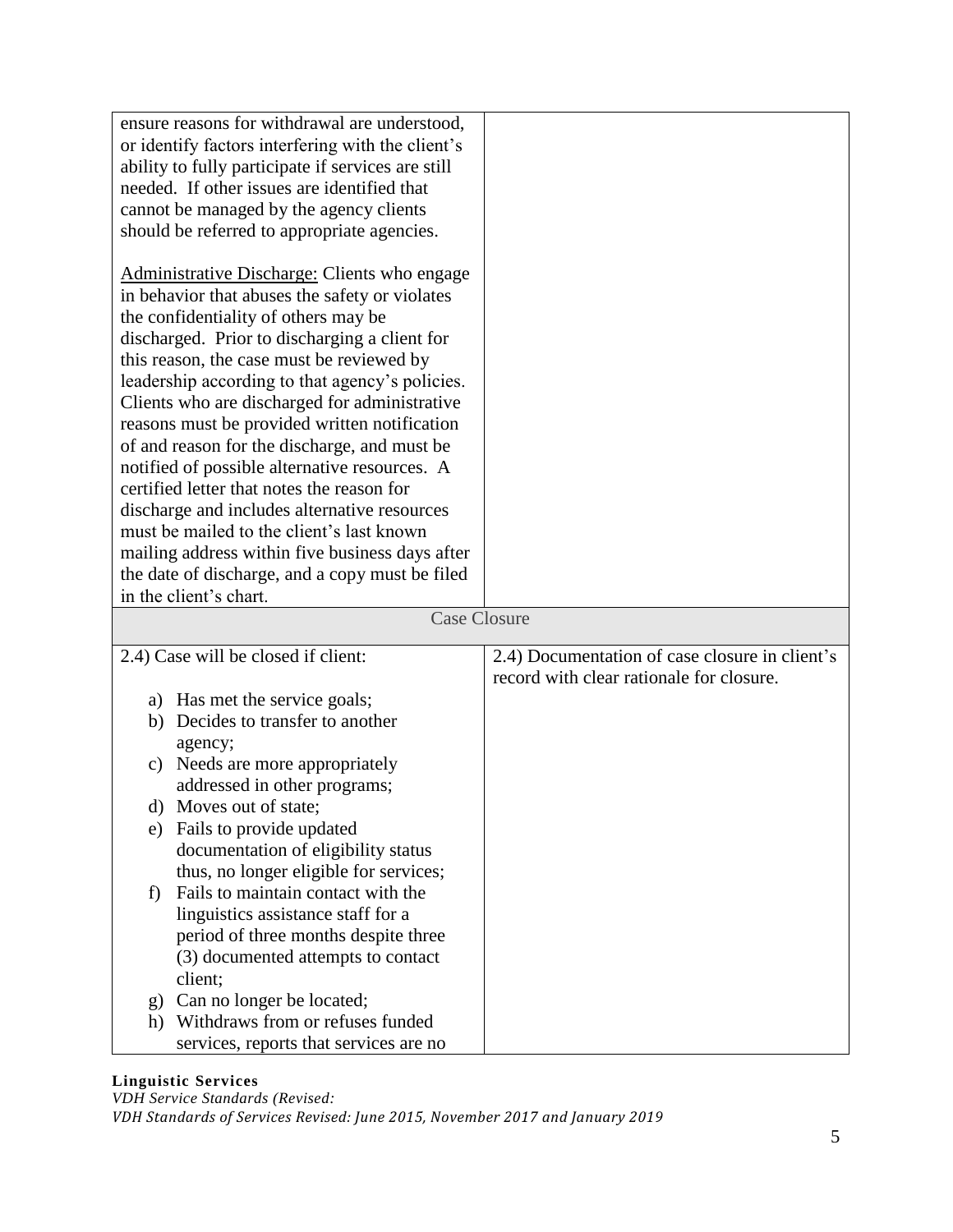| | |
|---|---|
| ensure reasons for withdrawal are understood, or identify factors interfering with the client's ability to fully participate if services are still needed. If other issues are identified that cannot be managed by the agency clients should be referred to appropriate agencies.<br><br><u>Administrative Discharge:</u> Clients who engage in behavior that abuses the safety or violates the confidentiality of others may be discharged. Prior to discharging a client for this reason, the case must be reviewed by leadership according to that agency's policies. Clients who are discharged for administrative reasons must be provided written notification of and reason for the discharge, and must be notified of possible alternative resources. A certified letter that notes the reason for discharge and includes alternative resources must be mailed to the client's last known mailing address within five business days after the date of discharge, and a copy must be filed in the client's chart. | |
| **Case Closure** | |
| 2.4) Case will be closed if client:<br><br>a) Has met the service goals;<br>b) Decides to transfer to another agency;<br>c) Needs are more appropriately addressed in other programs;<br>d) Moves out of state;<br>e) Fails to provide updated documentation of eligibility status thus, no longer eligible for services;<br>f) Fails to maintain contact with the linguistics assistance staff for a period of three months despite three (3) documented attempts to contact client;<br>g) Can no longer be located;<br>h) Withdraws from or refuses funded services, reports that services are no | 2.4) Documentation of case closure in client's record with clear rationale for closure. |

**Linguistic Services**
*VDH Service Standards (Revised:*
*VDH Standards of Services Revised: June 2015, November 2017 and January 2019*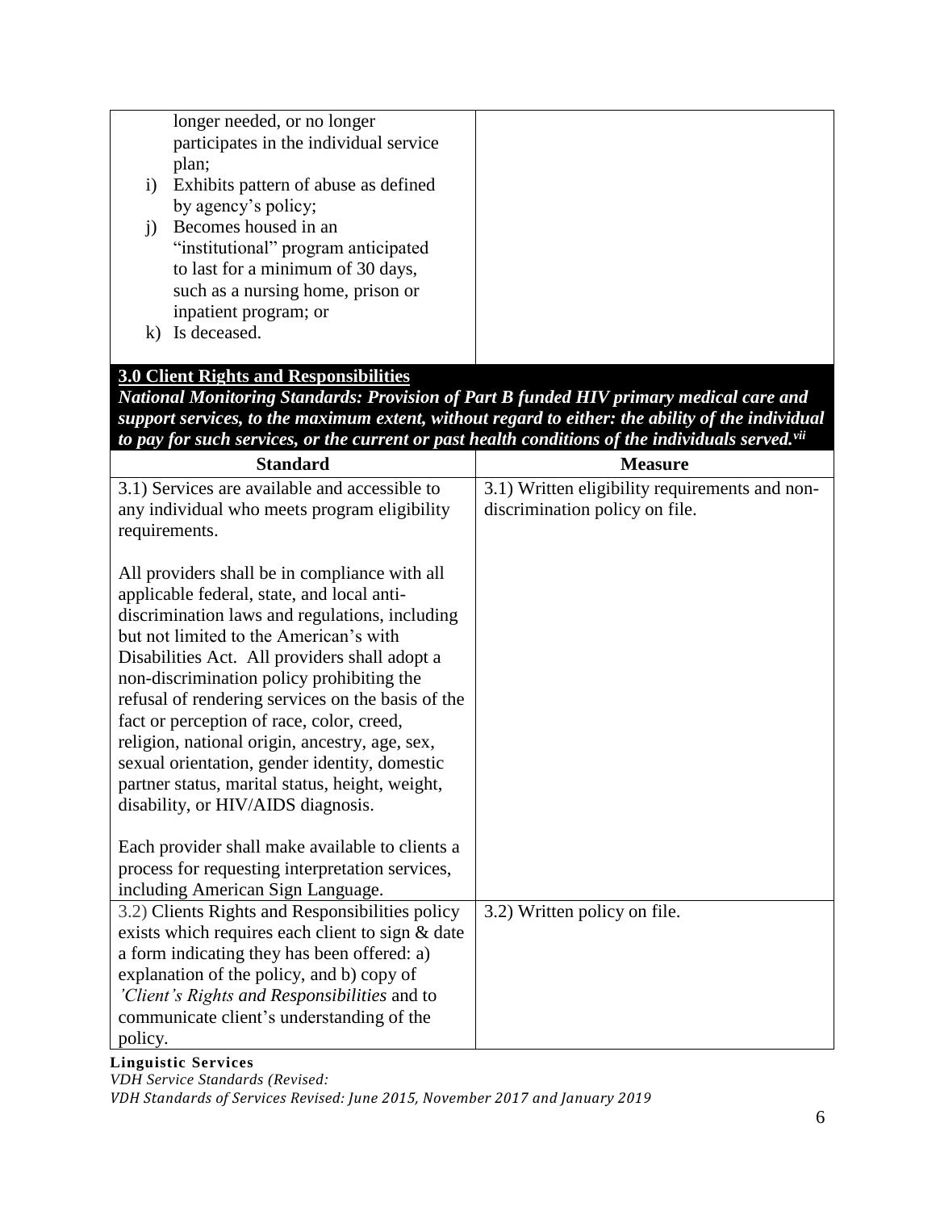| | |
|---|---|
| longer needed, or no longer participates in the individual service plan;<br>i) Exhibits pattern of abuse as defined by agency's policy;<br>j) Becomes housed in an "institutional" program anticipated to last for a minimum of 30 days, such as a nursing home, prison or inpatient program; or<br>k) Is deceased. | |

**3.0 Client Rights and Responsibilities**

***National Monitoring Standards: Provision of Part B funded HIV primary medical care and support services, to the maximum extent, without regard to either: the ability of the individual to pay for such services, or the current or past health conditions of the individuals served.[vii]***

| Standard | Measure |
|---|---|
| 3.1) Services are available and accessible to any individual who meets program eligibility requirements.<br><br>All providers shall be in compliance with all applicable federal, state, and local anti-discrimination laws and regulations, including but not limited to the American's with Disabilities Act. All providers shall adopt a non-discrimination policy prohibiting the refusal of rendering services on the basis of the fact or perception of race, color, creed, religion, national origin, ancestry, age, sex, sexual orientation, gender identity, domestic partner status, marital status, height, weight, disability, or HIV/AIDS diagnosis.<br><br>Each provider shall make available to clients a process for requesting interpretation services, including American Sign Language. | 3.1) Written eligibility requirements and non-discrimination policy on file. |
| 3.2) Clients Rights and Responsibilities policy exists which requires each client to sign & date a form indicating they has been offered: a) explanation of the policy, and b) copy of *'Client's Rights and Responsibilities* and to communicate client's understanding of the policy. | 3.2) Written policy on file. |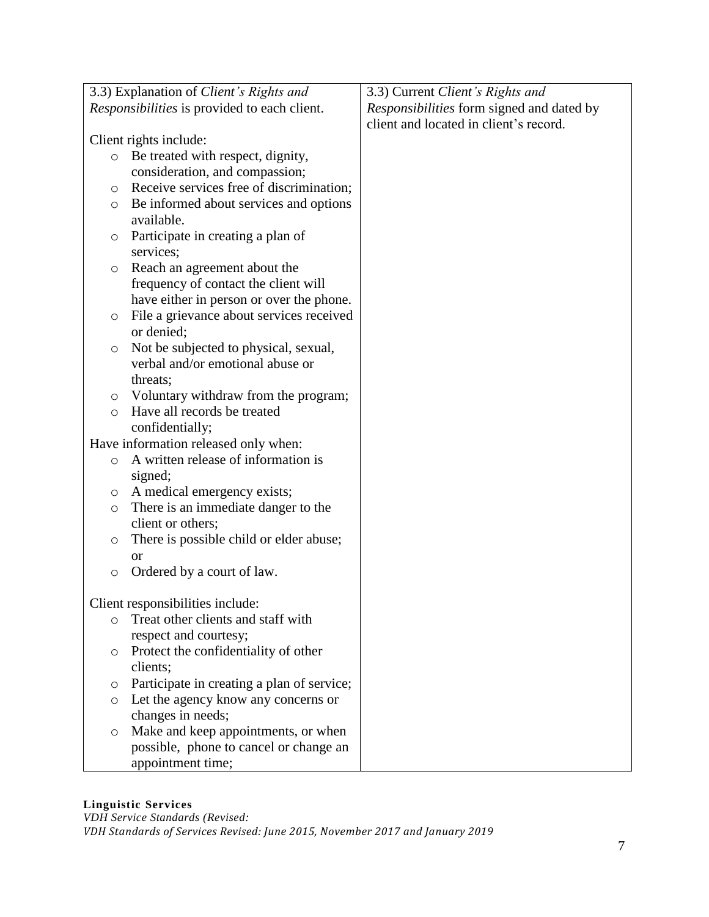| | |
|---|---|
| 3.3) Explanation of *Client's Rights and Responsibilities* is provided to each client.<br><br>Client rights include:<br>- Be treated with respect, dignity, consideration, and compassion;<br>- Receive services free of discrimination;<br>- Be informed about services and options available.<br>- Participate in creating a plan of services;<br>- Reach an agreement about the frequency of contact the client will have either in person or over the phone.<br>- File a grievance about services received or denied;<br>- Not be subjected to physical, sexual, verbal and/or emotional abuse or threats;<br>- Voluntary withdraw from the program;<br>- Have all records be treated confidentially;<br><br>Have information released only when:<br>- A written release of information is signed;<br>- A medical emergency exists;<br>- There is an immediate danger to the client or others;<br>- There is possible child or elder abuse; or<br>- Ordered by a court of law.<br><br>Client responsibilities include:<br>- Treat other clients and staff with respect and courtesy;<br>- Protect the confidentiality of other clients;<br>- Participate in creating a plan of service;<br>- Let the agency know any concerns or changes in needs;<br>- Make and keep appointments, or when possible, phone to cancel or change an appointment time; | 3.3) Current *Client's Rights and Responsibilities* form signed and dated by client and located in client's record. |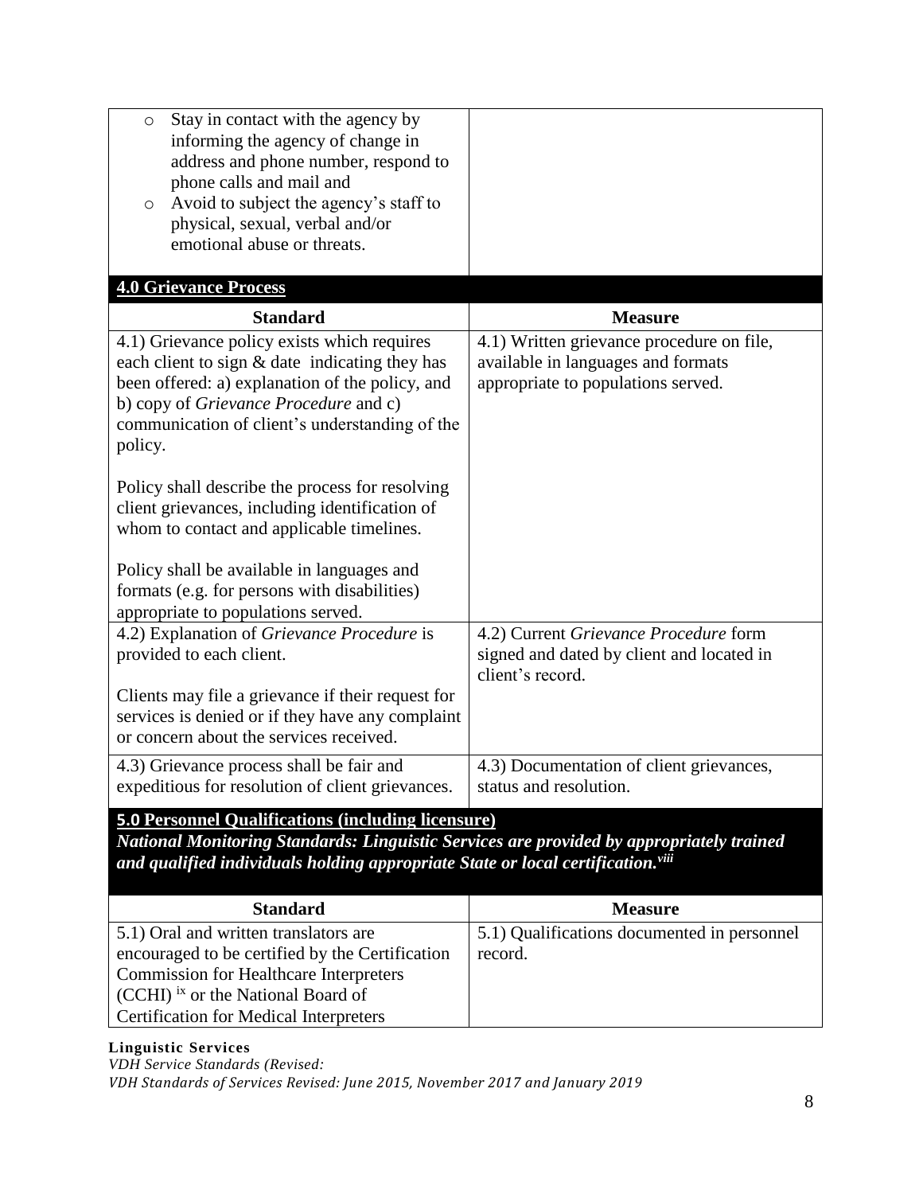| | |
|---|---|
| ○ Stay in contact with the agency by informing the agency of change in address and phone number, respond to phone calls and mail and<br>○ Avoid to subject the agency's staff to physical, sexual, verbal and/or emotional abuse or threats. | |

**4.0 Grievance Process**

| Standard | Measure |
|---|---|
| 4.1) Grievance policy exists which requires each client to sign & date indicating they has been offered: a) explanation of the policy, and b) copy of *Grievance Procedure* and c) communication of client's understanding of the policy.<br><br>Policy shall describe the process for resolving client grievances, including identification of whom to contact and applicable timelines.<br><br>Policy shall be available in languages and formats (e.g. for persons with disabilities) appropriate to populations served. | 4.1) Written grievance procedure on file, available in languages and formats appropriate to populations served. |
| 4.2) Explanation of *Grievance Procedure* is provided to each client.<br><br>Clients may file a grievance if their request for services is denied or if they have any complaint or concern about the services received. | 4.2) Current *Grievance Procedure* form signed and dated by client and located in client's record. |
| 4.3) Grievance process shall be fair and expeditious for resolution of client grievances. | 4.3) Documentation of client grievances, status and resolution. |

**5.0 Personnel Qualifications (including licensure)**

***National Monitoring Standards: Linguistic Services are provided by appropriately trained and qualified individuals holding appropriate State or local certification.[viii]***

| Standard | Measure |
|---|---|
| 5.1) Oral and written translators are encouraged to be certified by the Certification Commission for Healthcare Interpreters (CCHI) [ix] or the National Board of Certification for Medical Interpreters | 5.1) Qualifications documented in personnel record. |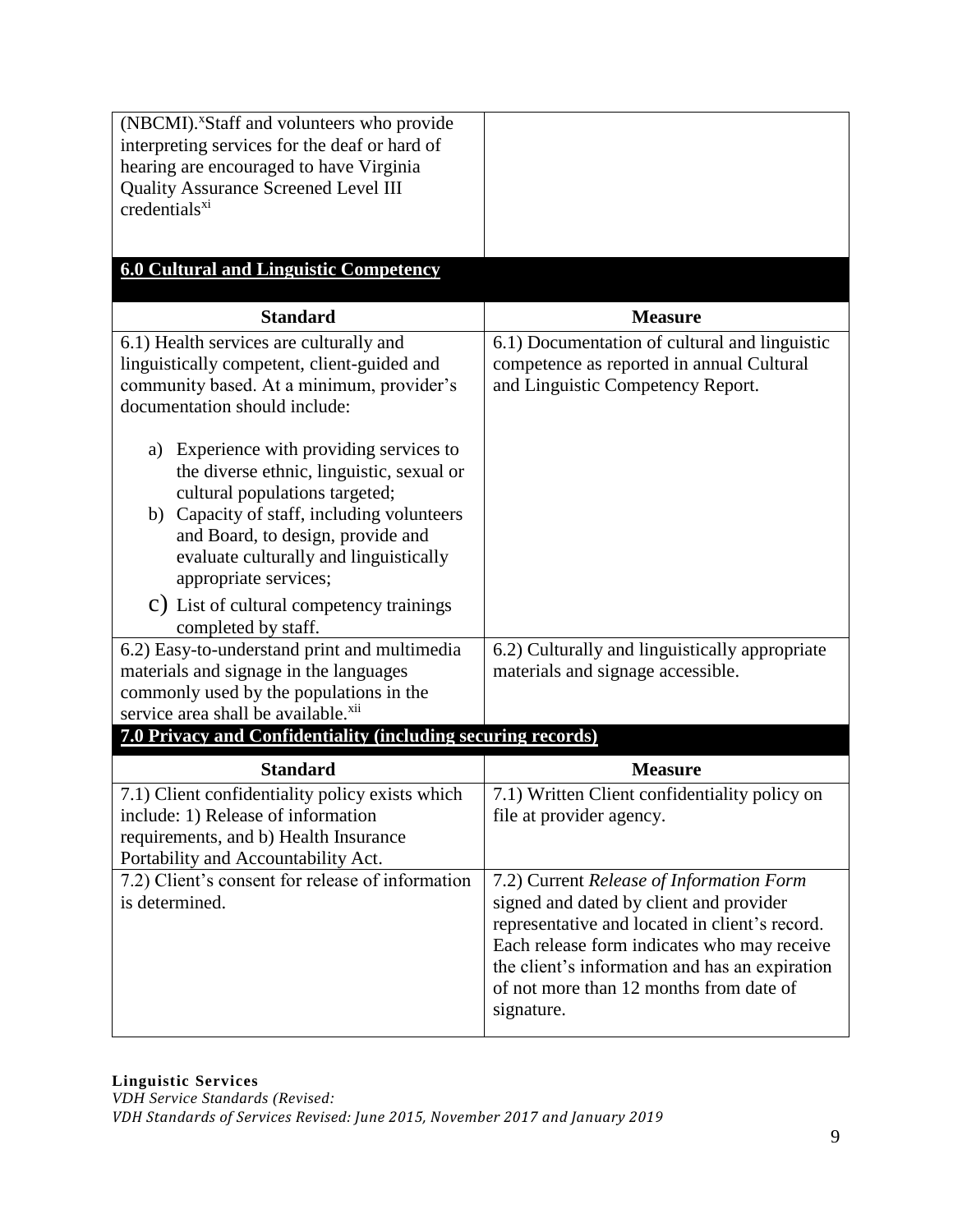| | |
|---|---|
| (NBCMI).[x] Staff and volunteers who provide interpreting services for the deaf or hard of hearing are encouraged to have Virginia Quality Assurance Screened Level III credentials[xi] | |

## 6.0 Cultural and Linguistic Competency

| Standard | Measure |
|---|---|
| 6.1) Health services are culturally and linguistically competent, client-guided and community based. At a minimum, provider's documentation should include:<br><br>a) Experience with providing services to the diverse ethnic, linguistic, sexual or cultural populations targeted;<br>b) Capacity of staff, including volunteers and Board, to design, provide and evaluate culturally and linguistically appropriate services;<br>c) List of cultural competency trainings completed by staff. | 6.1) Documentation of cultural and linguistic competence as reported in annual Cultural and Linguistic Competency Report. |
| 6.2) Easy-to-understand print and multimedia materials and signage in the languages commonly used by the populations in the service area shall be available.[xii] | 6.2) Culturally and linguistically appropriate materials and signage accessible. |

## 7.0 Privacy and Confidentiality (including securing records)

| Standard | Measure |
|---|---|
| 7.1) Client confidentiality policy exists which include: 1) Release of information requirements, and b) Health Insurance Portability and Accountability Act. | 7.1) Written Client confidentiality policy on file at provider agency. |
| 7.2) Client's consent for release of information is determined. | 7.2) Current *Release of Information Form* signed and dated by client and provider representative and located in client's record. Each release form indicates who may receive the client's information and has an expiration of not more than 12 months from date of signature. |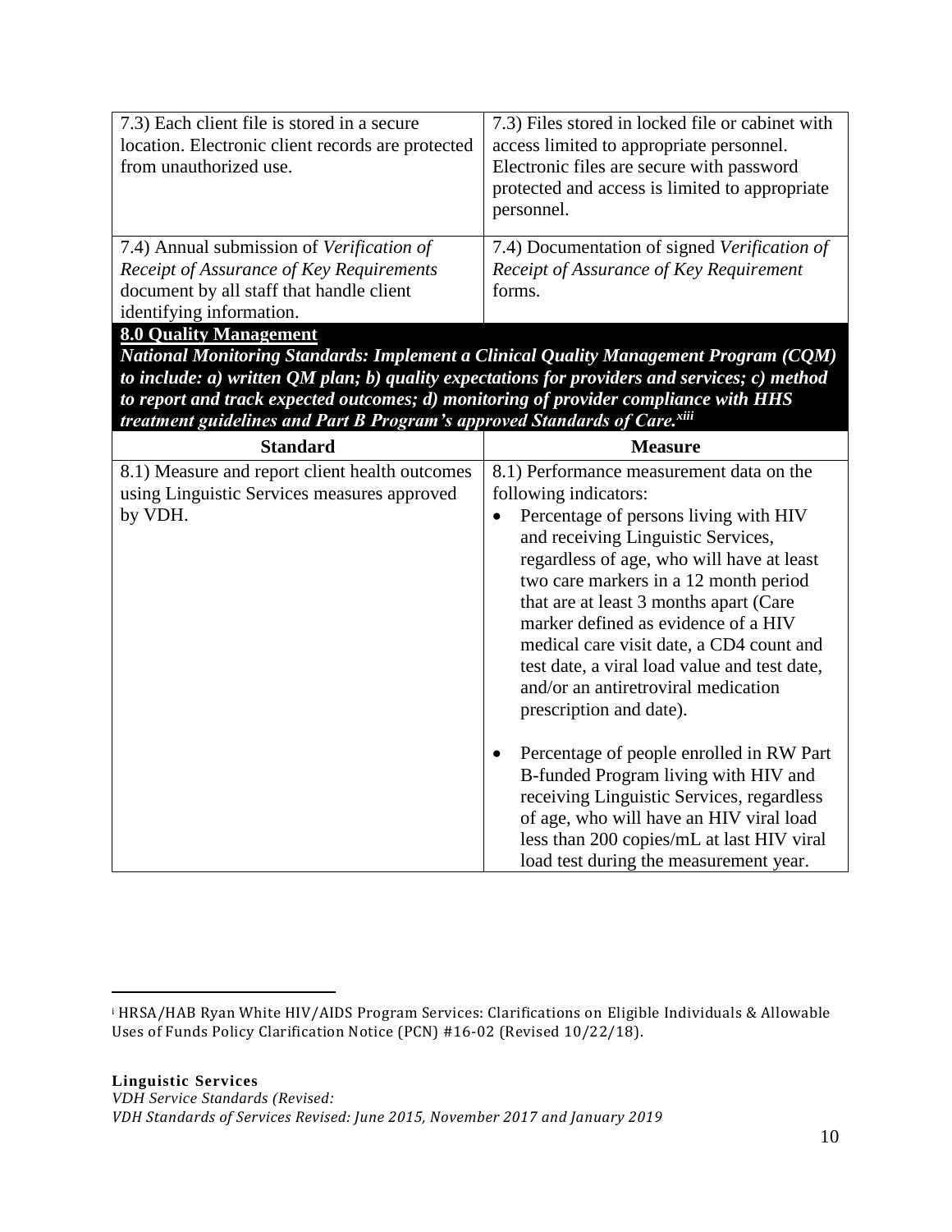| | |
|---|---|
| 7.3) Each client file is stored in a secure location. Electronic client records are protected from unauthorized use. | 7.3) Files stored in locked file or cabinet with access limited to appropriate personnel. Electronic files are secure with password protected and access is limited to appropriate personnel. |
| 7.4) Annual submission of *Verification of Receipt of Assurance of Key Requirements* document by all staff that handle client identifying information. | 7.4) Documentation of signed *Verification of Receipt of Assurance of Key Requirement* forms. |

**8.0 Quality Management**

***National Monitoring Standards: Implement a Clinical Quality Management Program (CQM) to include: a) written QM plan; b) quality expectations for providers and services; c) method to report and track expected outcomes; d) monitoring of provider compliance with HHS treatment guidelines and Part B Program's approved Standards of Care.[xiii]***

| Standard | Measure |
|---|---|
| 8.1) Measure and report client health outcomes using Linguistic Services measures approved by VDH. | 8.1) Performance measurement data on the following indicators:<br>• Percentage of persons living with HIV and receiving Linguistic Services, regardless of age, who will have at least two care markers in a 12 month period that are at least 3 months apart (Care marker defined as evidence of a HIV medical care visit date, a CD4 count and test date, a viral load value and test date, and/or an antiretroviral medication prescription and date).<br>• Percentage of people enrolled in RW Part B-funded Program living with HIV and receiving Linguistic Services, regardless of age, who will have an HIV viral load less than 200 copies/mL at last HIV viral load test during the measurement year. |

---

[i] HRSA/HAB Ryan White HIV/AIDS Program Services: Clarifications on Eligible Individuals & Allowable Uses of Funds Policy Clarification Notice (PCN) #16-02 (Revised 10/22/18).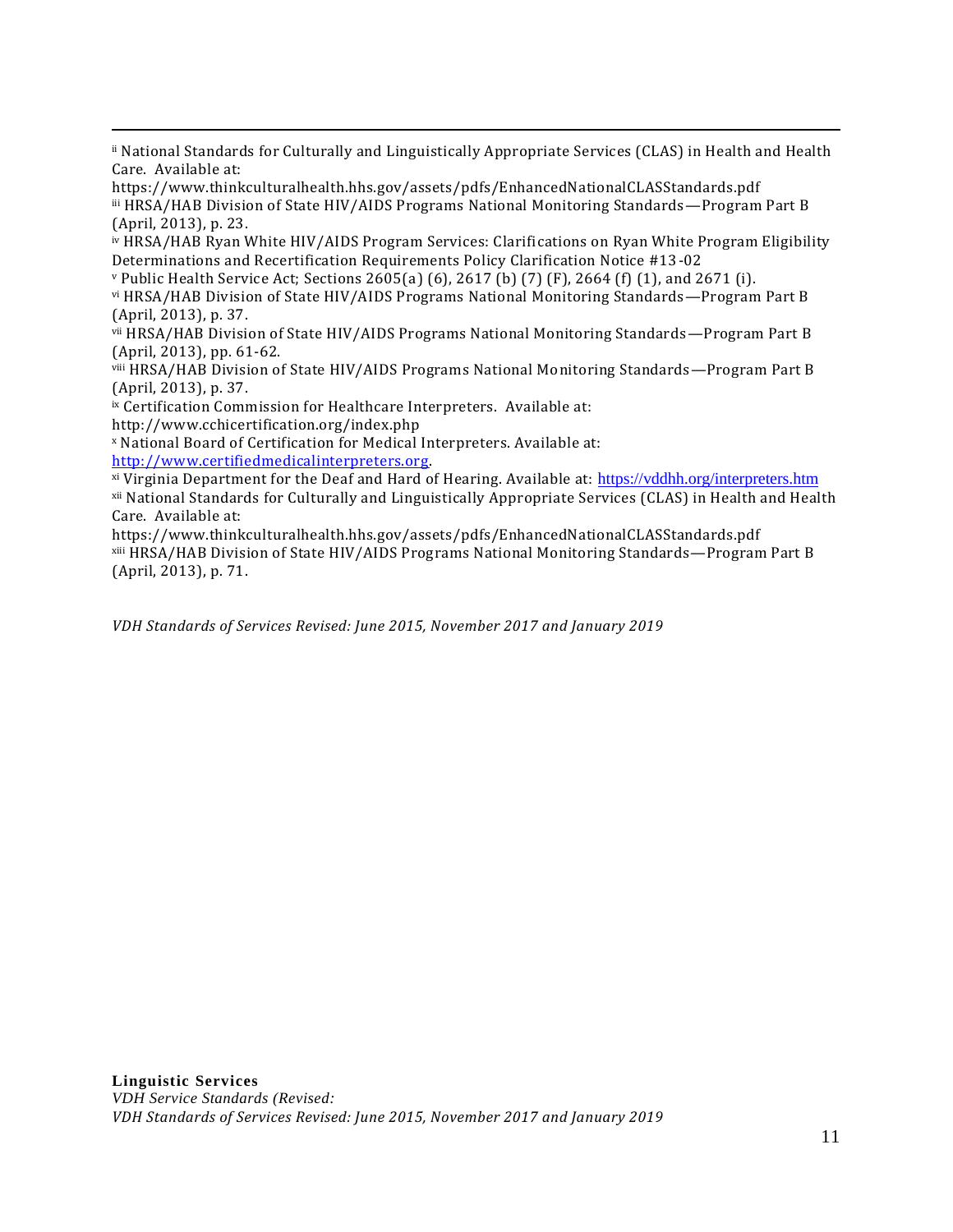[ii] National Standards for Culturally and Linguistically Appropriate Services (CLAS) in Health and Health Care. Available at: https://www.thinkculturalhealth.hhs.gov/assets/pdfs/EnhancedNationalCLASStandards.pdf

[iii] HRSA/HAB Division of State HIV/AIDS Programs National Monitoring Standards—Program Part B (April, 2013), p. 23.

[iv] HRSA/HAB Ryan White HIV/AIDS Program Services: Clarifications on Ryan White Program Eligibility Determinations and Recertification Requirements Policy Clarification Notice #13-02

[v] Public Health Service Act; Sections 2605(a) (6), 2617 (b) (7) (F), 2664 (f) (1), and 2671 (i).

[vi] HRSA/HAB Division of State HIV/AIDS Programs National Monitoring Standards—Program Part B (April, 2013), p. 37.

[vii] HRSA/HAB Division of State HIV/AIDS Programs National Monitoring Standards—Program Part B (April, 2013), pp. 61-62.

[viii] HRSA/HAB Division of State HIV/AIDS Programs National Monitoring Standards—Program Part B (April, 2013), p. 37.

[ix] Certification Commission for Healthcare Interpreters. Available at: http://www.cchicertification.org/index.php

[x] National Board of Certification for Medical Interpreters. Available at: http://www.certifiedmedicalinterpreters.org.

[xi] Virginia Department for the Deaf and Hard of Hearing. Available at: https://vddhh.org/interpreters.htm

[xii] National Standards for Culturally and Linguistically Appropriate Services (CLAS) in Health and Health Care. Available at: https://www.thinkculturalhealth.hhs.gov/assets/pdfs/EnhancedNationalCLASStandards.pdf

[xiii] HRSA/HAB Division of State HIV/AIDS Programs National Monitoring Standards—Program Part B (April, 2013), p. 71.

*VDH Standards of Services Revised: June 2015, November 2017 and January 2019*